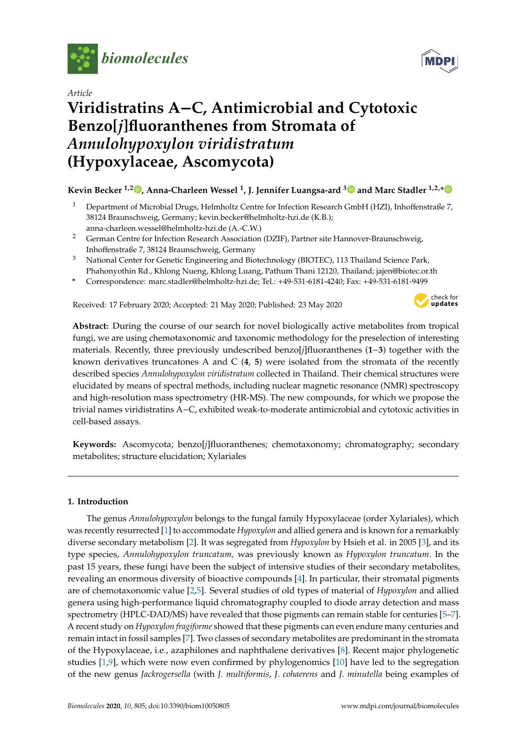*Article*

# Viridistratins A−C, Antimicrobial and Cytotoxic Benzo[*j*]fluoranthenes from Stromata of *Annulohypoxylon viridistratum* (Hypoxylaceae, Ascomycota)

**Kevin Becker [1,2], Anna-Charleen Wessel [1], J. Jennifer Luangsa-ard [3] and Marc Stadler [1,2,*]**

[1] Department of Microbial Drugs, Helmholtz Centre for Infection Research GmbH (HZI), Inhoffenstraße 7, 38124 Braunschweig, Germany; kevin.becker@helmholtz-hzi.de (K.B.); anna-charleen.wessel@helmholtz-hzi.de (A.-C.W.)

[2] German Centre for Infection Research Association (DZIF), Partner site Hannover-Braunschweig, Inhoffenstraße 7, 38124 Braunschweig, Germany

[3] National Center for Genetic Engineering and Biotechnology (BIOTEC), 113 Thailand Science Park, Phahonyothin Rd., Khlong Nueng, Khlong Luang, Pathum Thani 12120, Thailand; jajen@biotec.or.th

\* Correspondence: marc.stadler@helmholtz-hzi.de; Tel.: +49-531-6181-4240; Fax: +49-531-6181-9499

Received: 17 February 2020; Accepted: 21 May 2020; Published: 23 May 2020

**Abstract:** During the course of our search for novel biologically active metabolites from tropical fungi, we are using chemotaxonomic and taxonomic methodology for the preselection of interesting materials. Recently, three previously undescribed benzo[*j*]fluoranthenes (**1**−**3**) together with the known derivatives truncatones A and C (**4**, **5**) were isolated from the stromata of the recently described species *Annulohypoxylon viridistratum* collected in Thailand. Their chemical structures were elucidated by means of spectral methods, including nuclear magnetic resonance (NMR) spectroscopy and high-resolution mass spectrometry (HR-MS). The new compounds, for which we propose the trivial names viridistratins A−C, exhibited weak-to-moderate antimicrobial and cytotoxic activities in cell-based assays.

**Keywords:** Ascomycota; benzo[*j*]fluoranthenes; chemotaxonomy; chromatography; secondary metabolites; structure elucidation; Xylariales

## 1. Introduction

The genus *Annulohypoxylon* belongs to the fungal family Hypoxylaceae (order Xylariales), which was recently resurrected [1] to accommodate *Hypoxylon* and allied genera and is known for a remarkably diverse secondary metabolism [2]. It was segregated from *Hypoxylon* by Hsieh et al. in 2005 [3], and its type species, *Annulohypoxylon truncatum,* was previously known as *Hypoxylon truncatum*. In the past 15 years, these fungi have been the subject of intensive studies of their secondary metabolites, revealing an enormous diversity of bioactive compounds [4]. In particular, their stromatal pigments are of chemotaxonomic value [2,5]. Several studies of old types of material of *Hypoxylon* and allied genera using high-performance liquid chromatography coupled to diode array detection and mass spectrometry (HPLC-DAD/MS) have revealed that those pigments can remain stable for centuries [5–7]. A recent study on *Hypoxylon fragiforme* showed that these pigments can even endure many centuries and remain intact in fossil samples [7]. Two classes of secondary metabolites are predominant in the stromata of the Hypoxylaceae, i.e., azaphilones and naphthalene derivatives [8]. Recent major phylogenetic studies [1,9], which were now even confirmed by phylogenomics [10] have led to the segregation of the new genus *Jackrogersella* (with *J. multiformis*, *J. cohaerens* and *J. minutella* being examples of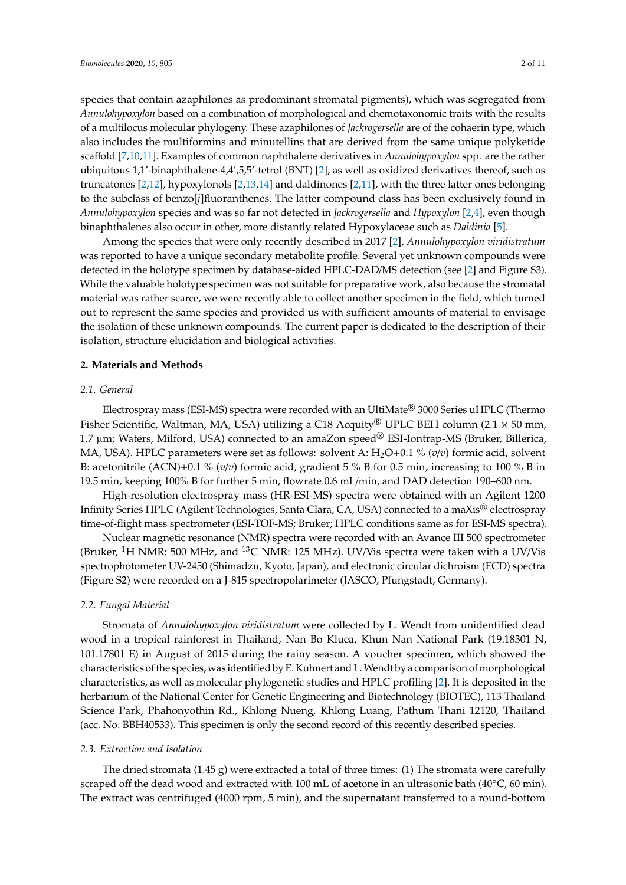species that contain azaphilones as predominant stromatal pigments), which was segregated from *Annulohypoxylon* based on a combination of morphological and chemotaxonomic traits with the results of a multilocus molecular phylogeny. These azaphilones of *Jackrogersella* are of the cohaerin type, which also includes the multiformins and minutellins that are derived from the same unique polyketide scaffold [7,10,11]. Examples of common naphthalene derivatives in *Annulohypoxylon* spp. are the rather ubiquitous 1,1'-binaphthalene-4,4',5,5'-tetrol (BNT) [2], as well as oxidized derivatives thereof, such as truncatones [2,12], hypoxylonols [2,13,14] and daldinones [2,11], with the three latter ones belonging to the subclass of benzo[*j*]fluoranthenes. The latter compound class has been exclusively found in *Annulohypoxylon* species and was so far not detected in *Jackrogersella* and *Hypoxylon* [2,4], even though binaphthalenes also occur in other, more distantly related Hypoxylaceae such as *Daldinia* [5].

Among the species that were only recently described in 2017 [2], *Annulohypoxylon viridistratum* was reported to have a unique secondary metabolite profile. Several yet unknown compounds were detected in the holotype specimen by database-aided HPLC-DAD/MS detection (see [2] and Figure S3). While the valuable holotype specimen was not suitable for preparative work, also because the stromatal material was rather scarce, we were recently able to collect another specimen in the field, which turned out to represent the same species and provided us with sufficient amounts of material to envisage the isolation of these unknown compounds. The current paper is dedicated to the description of their isolation, structure elucidation and biological activities.

## 2. Materials and Methods

### 2.1. General

Electrospray mass (ESI-MS) spectra were recorded with an UltiMate® 3000 Series uHPLC (Thermo Fisher Scientific, Waltman, MA, USA) utilizing a C18 Acquity® UPLC BEH column (2.1 × 50 mm, 1.7 µm; Waters, Milford, USA) connected to an amaZon speed® ESI-Iontrap-MS (Bruker, Billerica, MA, USA). HPLC parameters were set as follows: solvent A: $H_2O$+0.1 % (*v*/*v*) formic acid, solvent B: acetonitrile (ACN)+0.1 % (*v*/*v*) formic acid, gradient 5 % B for 0.5 min, increasing to 100 % B in 19.5 min, keeping 100% B for further 5 min, flowrate 0.6 mL/min, and DAD detection 190–600 nm.

High-resolution electrospray mass (HR-ESI-MS) spectra were obtained with an Agilent 1200 Infinity Series HPLC (Agilent Technologies, Santa Clara, CA, USA) connected to a maXis® electrospray time-of-flight mass spectrometer (ESI-TOF-MS; Bruker; HPLC conditions same as for ESI-MS spectra).

Nuclear magnetic resonance (NMR) spectra were recorded with an Avance III 500 spectrometer (Bruker, $^1$H NMR: 500 MHz, and $^{13}$C NMR: 125 MHz). UV/Vis spectra were taken with a UV/Vis spectrophotometer UV-2450 (Shimadzu, Kyoto, Japan), and electronic circular dichroism (ECD) spectra (Figure S2) were recorded on a J-815 spectropolarimeter (JASCO, Pfungstadt, Germany).

### 2.2. Fungal Material

Stromata of *Annulohypoxylon viridistratum* were collected by L. Wendt from unidentified dead wood in a tropical rainforest in Thailand, Nan Bo Kluea, Khun Nan National Park (19.18301 N, 101.17801 E) in August of 2015 during the rainy season. A voucher specimen, which showed the characteristics of the species, was identified by E. Kuhnert and L. Wendt by a comparison of morphological characteristics, as well as molecular phylogenetic studies and HPLC profiling [2]. It is deposited in the herbarium of the National Center for Genetic Engineering and Biotechnology (BIOTEC), 113 Thailand Science Park, Phahonyothin Rd., Khlong Nueng, Khlong Luang, Pathum Thani 12120, Thailand (acc. No. BBH40533). This specimen is only the second record of this recently described species.

### 2.3. Extraction and Isolation

The dried stromata (1.45 g) were extracted a total of three times: (1) The stromata were carefully scraped off the dead wood and extracted with 100 mL of acetone in an ultrasonic bath (40°C, 60 min). The extract was centrifuged (4000 rpm, 5 min), and the supernatant transferred to a round-bottom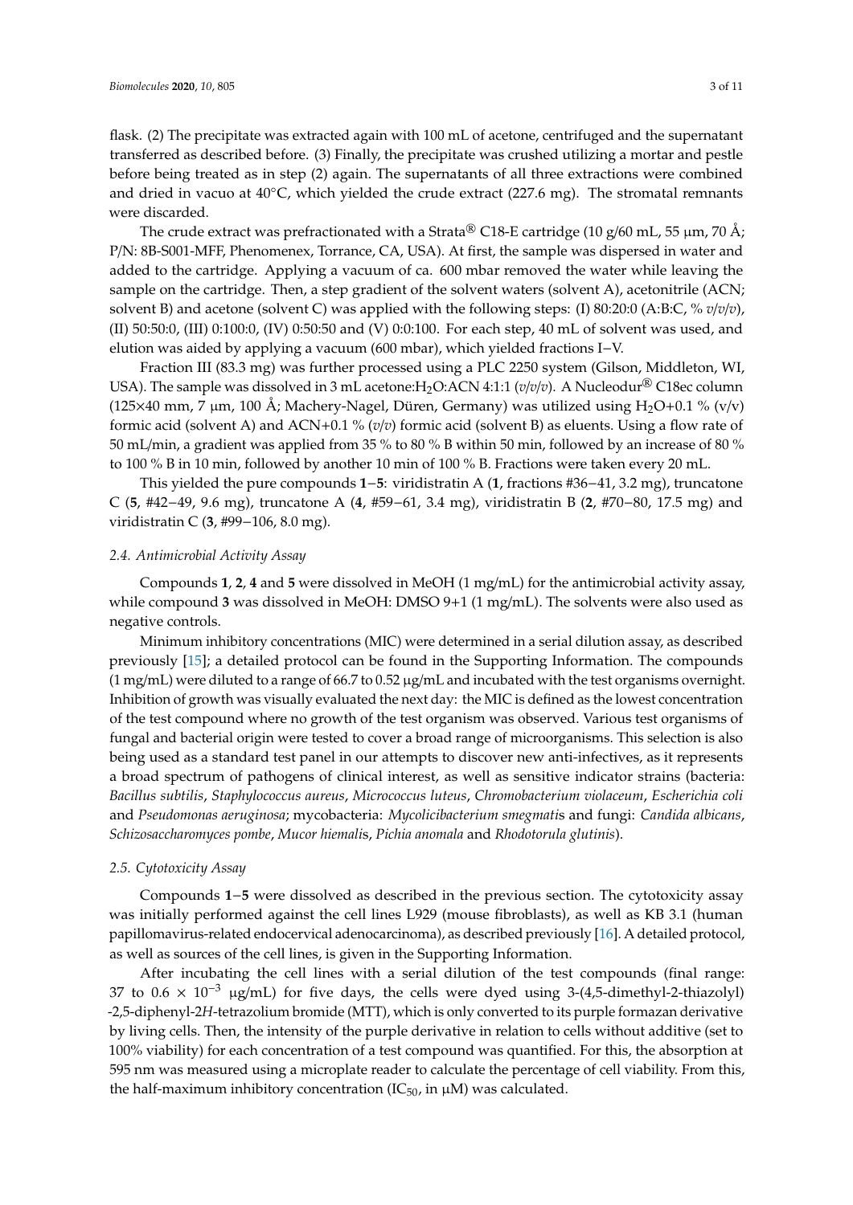flask. (2) The precipitate was extracted again with 100 mL of acetone, centrifuged and the supernatant transferred as described before. (3) Finally, the precipitate was crushed utilizing a mortar and pestle before being treated as in step (2) again. The supernatants of all three extractions were combined and dried in vacuo at 40°C, which yielded the crude extract (227.6 mg). The stromatal remnants were discarded.

The crude extract was prefractionated with a Strata® C18-E cartridge (10 g/60 mL, 55 µm, 70 Å; P/N: 8B-S001-MFF, Phenomenex, Torrance, CA, USA). At first, the sample was dispersed in water and added to the cartridge. Applying a vacuum of ca. 600 mbar removed the water while leaving the sample on the cartridge. Then, a step gradient of the solvent waters (solvent A), acetonitrile (ACN; solvent B) and acetone (solvent C) was applied with the following steps: (I) 80:20:0 (A:B:C, % *v/v/v*), (II) 50:50:0, (III) 0:100:0, (IV) 0:50:50 and (V) 0:0:100. For each step, 40 mL of solvent was used, and elution was aided by applying a vacuum (600 mbar), which yielded fractions I−V.

Fraction III (83.3 mg) was further processed using a PLC 2250 system (Gilson, Middleton, WI, USA). The sample was dissolved in 3 mL acetone:$H_2O$:ACN 4:1:1 (*v/v/v*). A Nucleodur® C18ec column (125×40 mm, 7 µm, 100 Å; Machery-Nagel, Düren, Germany) was utilized using $H_2O$+0.1 % (v/v) formic acid (solvent A) and ACN+0.1 % (*v/v*) formic acid (solvent B) as eluents. Using a flow rate of 50 mL/min, a gradient was applied from 35 % to 80 % B within 50 min, followed by an increase of 80 % to 100 % B in 10 min, followed by another 10 min of 100 % B. Fractions were taken every 20 mL.

This yielded the pure compounds **1**−**5**: viridistratin A (**1**, fractions #36−41, 3.2 mg), truncatone C (**5**, #42−49, 9.6 mg), truncatone A (**4**, #59−61, 3.4 mg), viridistratin B (**2**, #70−80, 17.5 mg) and viridistratin C (**3**, #99−106, 8.0 mg).

### 2.4. Antimicrobial Activity Assay

Compounds **1**, **2**, **4** and **5** were dissolved in MeOH (1 mg/mL) for the antimicrobial activity assay, while compound **3** was dissolved in MeOH: DMSO 9+1 (1 mg/mL). The solvents were also used as negative controls.

Minimum inhibitory concentrations (MIC) were determined in a serial dilution assay, as described previously [15]; a detailed protocol can be found in the Supporting Information. The compounds (1 mg/mL) were diluted to a range of 66.7 to 0.52 µg/mL and incubated with the test organisms overnight. Inhibition of growth was visually evaluated the next day: the MIC is defined as the lowest concentration of the test compound where no growth of the test organism was observed. Various test organisms of fungal and bacterial origin were tested to cover a broad range of microorganisms. This selection is also being used as a standard test panel in our attempts to discover new anti-infectives, as it represents a broad spectrum of pathogens of clinical interest, as well as sensitive indicator strains (bacteria: *Bacillus subtilis*, *Staphylococcus aureus*, *Micrococcus luteus*, *Chromobacterium violaceum*, *Escherichia coli* and *Pseudomonas aeruginosa*; mycobacteria: *Mycolicibacterium smegmatis* and fungi: *Candida albicans*, *Schizosaccharomyces pombe*, *Mucor hiemalis*, *Pichia anomala* and *Rhodotorula glutinis*).

### 2.5. Cytotoxicity Assay

Compounds **1**−**5** were dissolved as described in the previous section. The cytotoxicity assay was initially performed against the cell lines L929 (mouse fibroblasts), as well as KB 3.1 (human papillomavirus-related endocervical adenocarcinoma), as described previously [16]. A detailed protocol, as well as sources of the cell lines, is given in the Supporting Information.

After incubating the cell lines with a serial dilution of the test compounds (final range: 37 to $0.6 \times 10^{-3}$ µg/mL) for five days, the cells were dyed using 3-(4,5-dimethyl-2-thiazolyl) -2,5-diphenyl-2*H*-tetrazolium bromide (MTT), which is only converted to its purple formazan derivative by living cells. Then, the intensity of the purple derivative in relation to cells without additive (set to 100% viability) for each concentration of a test compound was quantified. For this, the absorption at 595 nm was measured using a microplate reader to calculate the percentage of cell viability. From this, the half-maximum inhibitory concentration ($IC_{50}$, in µM) was calculated.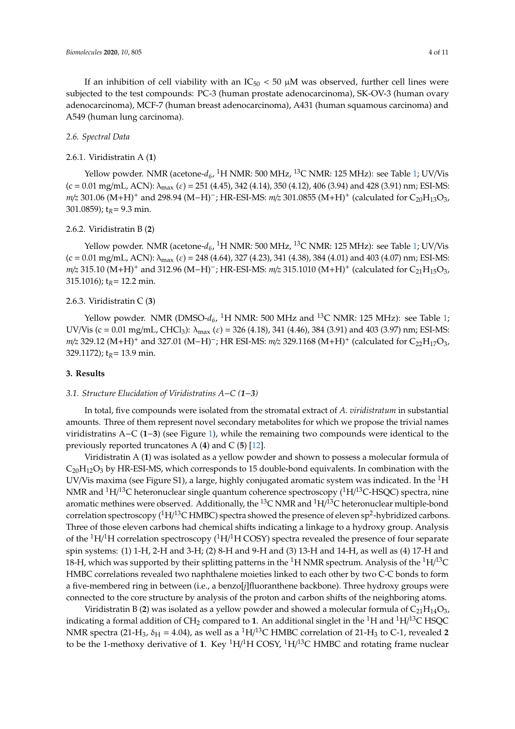If an inhibition of cell viability with an $IC_{50}$ < 50 μM was observed, further cell lines were subjected to the test compounds: PC-3 (human prostate adenocarcinoma), SK-OV-3 (human ovary adenocarcinoma), MCF-7 (human breast adenocarcinoma), A431 (human squamous carcinoma) and A549 (human lung carcinoma).

### *2.6. Spectral Data*

#### 2.6.1. Viridistratin A (**1**)

Yellow powder. NMR (acetone-$d_6$, $^{1}$H NMR: 500 MHz, $^{13}$C NMR: 125 MHz): see Table 1; UV/Vis (c = 0.01 mg/mL, ACN): $\lambda_{max}$ ($\varepsilon$) = 251 (4.45), 342 (4.14), 350 (4.12), 406 (3.94) and 428 (3.91) nm; ESI-MS: *m/z* 301.06 $(M+H)^+$ and 298.94 $(M-H)^-$; HR-ESI-MS: *m/z* 301.0855 $(M+H)^+$ (calculated for $C_{20}H_{13}O_3$, 301.0859); $t_R$= 9.3 min.

#### 2.6.2. Viridistratin B (**2**)

Yellow powder. NMR (acetone-$d_6$, $^{1}$H NMR: 500 MHz, $^{13}$C NMR: 125 MHz): see Table 1; UV/Vis (c = 0.01 mg/mL, ACN): $\lambda_{max}$ ($\varepsilon$) = 248 (4.64), 327 (4.23), 341 (4.38), 384 (4.01) and 403 (4.07) nm; ESI-MS: *m/z* 315.10 $(M+H)^+$ and 312.96 $(M-H)^-$; HR-ESI-MS: *m/z* 315.1010 $(M+H)^+$ (calculated for $C_{21}H_{15}O_3$, 315.1016); $t_R$= 12.2 min.

#### 2.6.3. Viridistratin C (**3**)

Yellow powder. NMR (DMSO-$d_6$, $^{1}$H NMR: 500 MHz and $^{13}$C NMR: 125 MHz): see Table 1; UV/Vis (c = 0.01 mg/mL, $CHCl_3$): $\lambda_{max}$ ($\varepsilon$) = 326 (4.18), 341 (4.46), 384 (3.91) and 403 (3.97) nm; ESI-MS: *m/z* 329.12 $(M+H)^+$ and 327.01 $(M-H)^-$; HR ESI-MS: *m/z* 329.1168 $(M+H)^+$ (calculated for $C_{22}H_{17}O_3$, 329.1172); $t_R$= 13.9 min.

## **3. Results**

### *3.1. Structure Elucidation of Viridistratins A−C (**1**−**3**)*

In total, five compounds were isolated from the stromatal extract of *A. viridistratum* in substantial amounts. Three of them represent novel secondary metabolites for which we propose the trivial names viridistratins A−C (**1**−**3**) (see Figure 1), while the remaining two compounds were identical to the previously reported truncatones A (**4**) and C (**5**) [12].

Viridistratin A (**1**) was isolated as a yellow powder and shown to possess a molecular formula of $C_{20}H_{12}O_3$ by HR-ESI-MS, which corresponds to 15 double-bond equivalents. In combination with the UV/Vis maxima (see Figure S1), a large, highly conjugated aromatic system was indicated. In the $^{1}$H NMR and $^{1}$H/$^{13}$C heteronuclear single quantum coherence spectroscopy ($^{1}$H/$^{13}$C-HSQC) spectra, nine aromatic methines were observed. Additionally, the $^{13}$C NMR and $^{1}$H/$^{13}$C heteronuclear multiple-bond correlation spectroscopy ($^{1}$H/$^{13}$C HMBC) spectra showed the presence of eleven $sp^2$-hybridized carbons. Three of those eleven carbons had chemical shifts indicating a linkage to a hydroxy group. Analysis of the $^{1}$H/$^{1}$H correlation spectroscopy ($^{1}$H/$^{1}$H COSY) spectra revealed the presence of four separate spin systems: (1) 1-H, 2-H and 3-H; (2) 8-H and 9-H and (3) 13-H and 14-H, as well as (4) 17-H and 18-H, which was supported by their splitting patterns in the $^{1}$H NMR spectrum. Analysis of the $^{1}$H/$^{13}$C HMBC correlations revealed two naphthalene moieties linked to each other by two C-C bonds to form a five-membered ring in between (i.e., a benzo[*j*]fluoranthene backbone). Three hydroxy groups were connected to the core structure by analysis of the proton and carbon shifts of the neighboring atoms.

Viridistratin B (**2**) was isolated as a yellow powder and showed a molecular formula of $C_{21}H_{14}O_3$, indicating a formal addition of $CH_2$ compared to **1**. An additional singlet in the $^{1}$H and $^{1}$H/$^{13}$C HSQC NMR spectra (21-$H_3$, $\delta_H$ = 4.04), as well as a $^{1}$H/$^{13}$C HMBC correlation of 21-$H_3$ to C-1, revealed **2** to be the 1-methoxy derivative of **1**. Key $^{1}$H/$^{1}$H COSY, $^{1}$H/$^{13}$C HMBC and rotating frame nuclear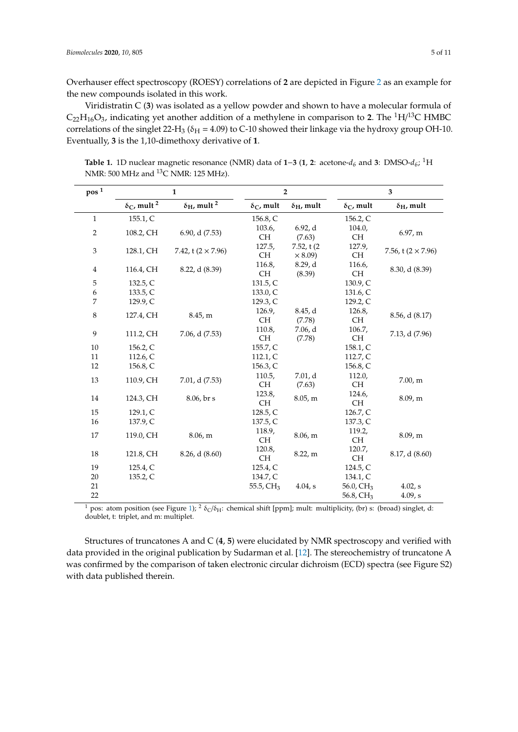Overhauser effect spectroscopy (ROESY) correlations of **2** are depicted in Figure 2 as an example for the new compounds isolated in this work.

Viridistratin C (**3**) was isolated as a yellow powder and shown to have a molecular formula of $C_{22}H_{16}O_3$, indicating yet another addition of a methylene in comparison to **2**. The $^1H/^{13}C$ HMBC correlations of the singlet 22-$H_3$ ($\delta_H$ = 4.09) to C-10 showed their linkage via the hydroxy group OH-10. Eventually, **3** is the 1,10-dimethoxy derivative of **1**.

**Table 1.** 1D nuclear magnetic resonance (NMR) data of **1**–**3** (**1**, **2**: acetone-$d_6$ and **3**: DMSO-$d_6$; $^1H$ NMR: 500 MHz and $^{13}C$ NMR: 125 MHz).

| pos [1] | 1 | | 2 | | 3 | |
|---|---|---|---|---|---|---|
| | $\delta_C$, mult [2] | $\delta_H$, mult [2] | $\delta_C$, mult | $\delta_H$, mult | $\delta_C$, mult | $\delta_H$, mult |
| 1 | 155.1, C | | 156.8, C | | 156.2, C | |
| 2 | 108.2, CH | 6.90, d (7.53) | 103.6, CH | 6.92, d (7.63) | 104.0, CH | 6.97, m |
| 3 | 128.1, CH | 7.42, t (2 × 7.96) | 127.5, CH | 7.52, t (2 × 8.09) | 127.9, CH | 7.56, t (2 × 7.96) |
| 4 | 116.4, CH | 8.22, d (8.39) | 116.8, CH | 8.29, d (8.39) | 116.6, CH | 8.30, d (8.39) |
| 5 | 132.5, C | | 131.5, C | | 130.9, C | |
| 6 | 133.5, C | | 133.0, C | | 131.6, C | |
| 7 | 129.9, C | | 129.3, C | | 129.2, C | |
| 8 | 127.4, CH | 8.45, m | 126.9, CH | 8.45, d (7.78) | 126.8, CH | 8.56, d (8.17) |
| 9 | 111.2, CH | 7.06, d (7.53) | 110.8, CH | 7.06, d (7.78) | 106.7, CH | 7.13, d (7.96) |
| 10 | 156.2, C | | 155.7, C | | 158.1, C | |
| 11 | 112.6, C | | 112.1, C | | 112.7, C | |
| 12 | 156.8, C | | 156.3, C | | 156.8, C | |
| 13 | 110.9, CH | 7.01, d (7.53) | 110.5, CH | 7.01, d (7.63) | 112.0, CH | 7.00, m |
| 14 | 124.3, CH | 8.06, br s | 123.8, CH | 8.05, m | 124.6, CH | 8.09, m |
| 15 | 129.1, C | | 128.5, C | | 126.7, C | |
| 16 | 137.9, C | | 137.5, C | | 137.3, C | |
| 17 | 119.0, CH | 8.06, m | 118.9, CH | 8.06, m | 119.2, CH | 8.09, m |
| 18 | 121.8, CH | 8.26, d (8.60) | 120.8, CH | 8.22, m | 120.7, CH | 8.17, d (8.60) |
| 19 | 125.4, C | | 125.4, C | | 124.5, C | |
| 20 | 135.2, C | | 134.7, C | | 134.1, C | |
| 21 | | | 55.5, $CH_3$ | 4.04, s | 56.0, $CH_3$ | 4.02, s |
| 22 | | | | | 56.8, $CH_3$ | 4.09, s |

[1] pos: atom position (see Figure 1); [2] $\delta_C/\delta_H$: chemical shift [ppm]; mult: multiplicity, (br) s: (broad) singlet, d: doublet, t: triplet, and m: multiplet.

Structures of truncatones A and C (**4**, **5**) were elucidated by NMR spectroscopy and verified with data provided in the original publication by Sudarman et al. [12]. The stereochemistry of truncatone A was confirmed by the comparison of taken electronic circular dichroism (ECD) spectra (see Figure S2) with data published therein.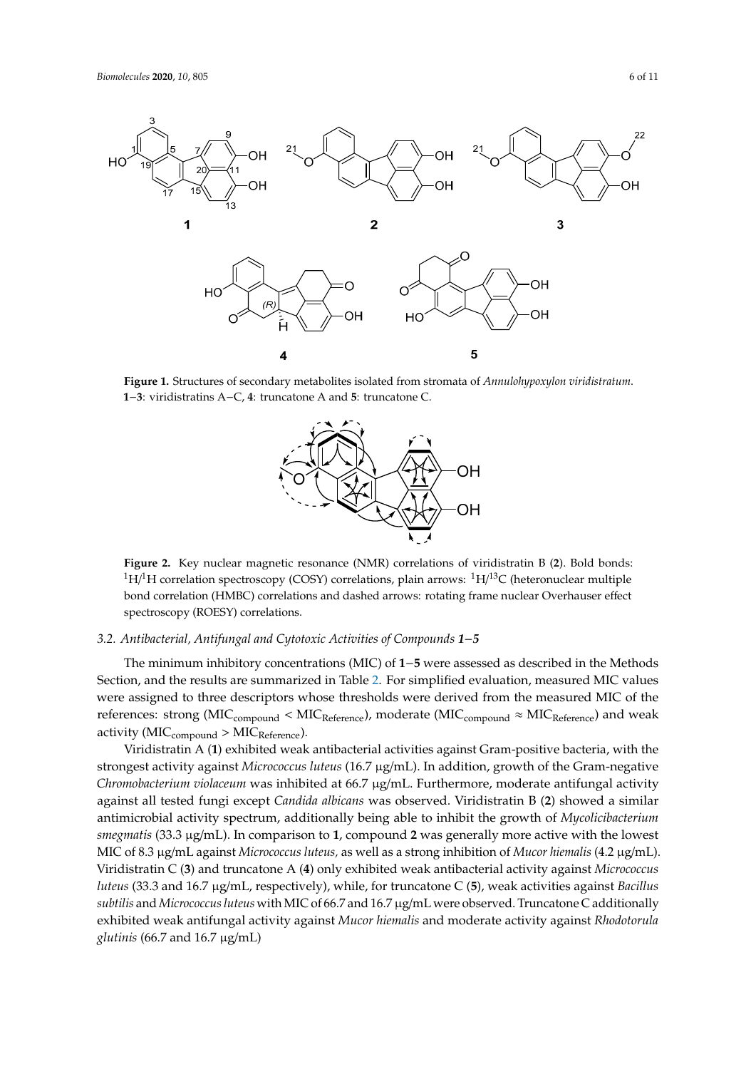**Figure 1.** Structures of secondary metabolites isolated from stromata of *Annulohypoxylon viridistratum*. **1**–**3**: viridistratins A–C, **4**: truncatone A and **5**: truncatone C.

**Figure 2.** Key nuclear magnetic resonance (NMR) correlations of viridistratin B (**2**). Bold bonds: $^{1}H/^{1}H$ correlation spectroscopy (COSY) correlations, plain arrows: $^{1}H/^{13}C$ (heteronuclear multiple bond correlation (HMBC) correlations and dashed arrows: rotating frame nuclear Overhauser effect spectroscopy (ROESY) correlations.

### 3.2. Antibacterial, Antifungal and Cytotoxic Activities of Compounds 1–5

The minimum inhibitory concentrations (MIC) of **1**–**5** were assessed as described in the Methods Section, and the results are summarized in Table 2. For simplified evaluation, measured MIC values were assigned to three descriptors whose thresholds were derived from the measured MIC of the references: strong ($MIC_{compound} < MIC_{Reference}$), moderate ($MIC_{compound} \approx MIC_{Reference}$) and weak activity ($MIC_{compound} > MIC_{Reference}$).

Viridistratin A (**1**) exhibited weak antibacterial activities against Gram-positive bacteria, with the strongest activity against *Micrococcus luteus* (16.7 μg/mL). In addition, growth of the Gram-negative *Chromobacterium violaceum* was inhibited at 66.7 μg/mL. Furthermore, moderate antifungal activity against all tested fungi except *Candida albicans* was observed. Viridistratin B (**2**) showed a similar antimicrobial activity spectrum, additionally being able to inhibit the growth of *Mycolicibacterium smegmatis* (33.3 μg/mL). In comparison to **1**, compound **2** was generally more active with the lowest MIC of 8.3 μg/mL against *Micrococcus luteus,* as well as a strong inhibition of *Mucor hiemalis* (4.2 μg/mL). Viridistratin C (**3**) and truncatone A (**4**) only exhibited weak antibacterial activity against *Micrococcus luteus* (33.3 and 16.7 μg/mL, respectively), while, for truncatone C (**5**), weak activities against *Bacillus subtilis* and *Micrococcus luteus* with MIC of 66.7 and 16.7 μg/mL were observed. Truncatone C additionally exhibited weak antifungal activity against *Mucor hiemalis* and moderate activity against *Rhodotorula glutinis* (66.7 and 16.7 μg/mL)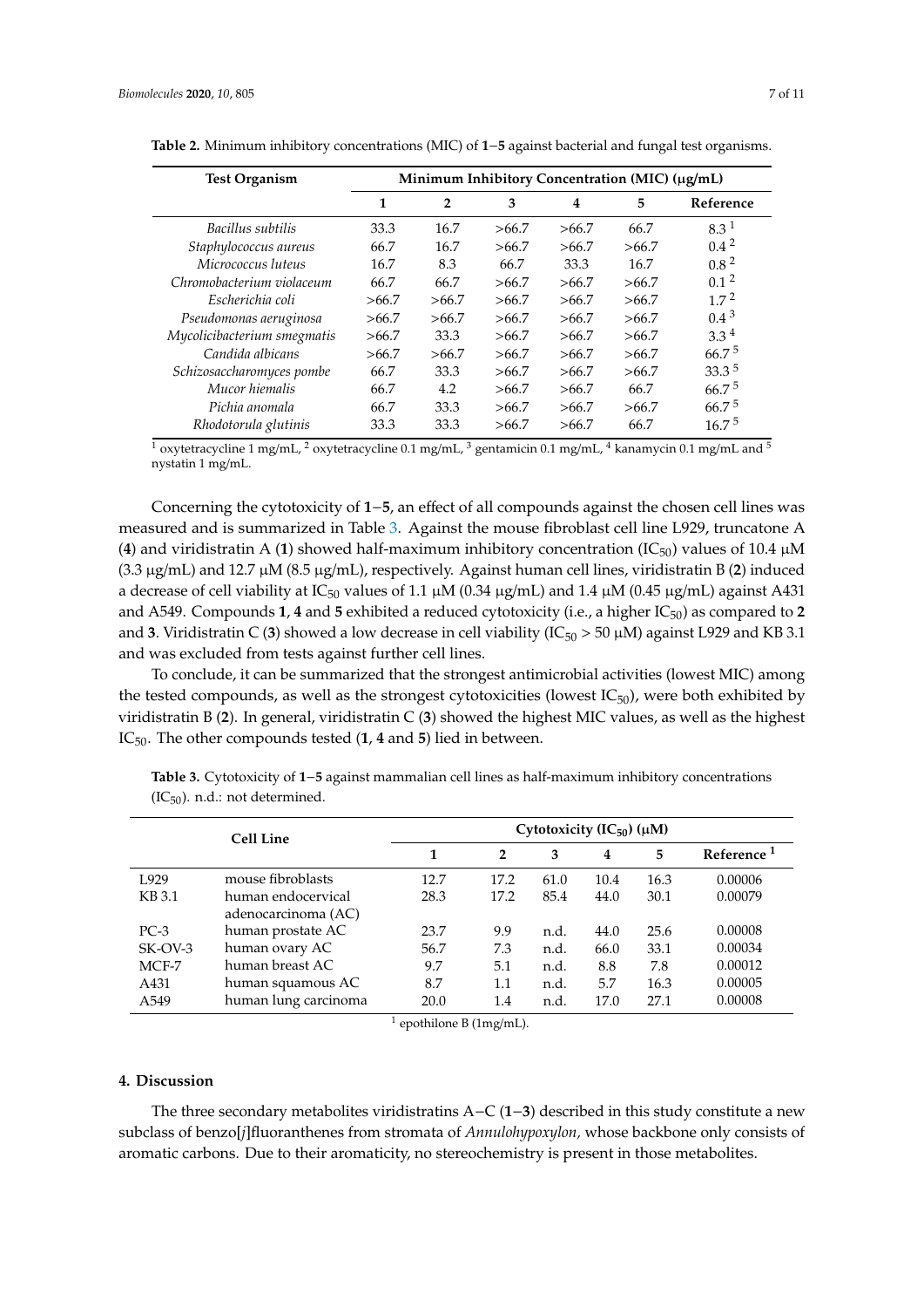**Table 2.** Minimum inhibitory concentrations (MIC) of **1**−**5** against bacterial and fungal test organisms.

| Test Organism | Minimum Inhibitory Concentration (MIC) (μg/mL) | | | | | |
|---|---|---|---|---|---|---|
| | **1** | **2** | **3** | **4** | **5** | **Reference** |
| *Bacillus subtilis* | 33.3 | 16.7 | >66.7 | >66.7 | 66.7 | 8.3 [1] |
| *Staphylococcus aureus* | 66.7 | 16.7 | >66.7 | >66.7 | >66.7 | 0.4 [2] |
| *Micrococcus luteus* | 16.7 | 8.3 | 66.7 | 33.3 | 16.7 | 0.8 [2] |
| *Chromobacterium violaceum* | 66.7 | 66.7 | >66.7 | >66.7 | >66.7 | 0.1 [2] |
| *Escherichia coli* | >66.7 | >66.7 | >66.7 | >66.7 | >66.7 | 1.7 [2] |
| *Pseudomonas aeruginosa* | >66.7 | >66.7 | >66.7 | >66.7 | >66.7 | 0.4 [3] |
| *Mycolicibacterium smegmatis* | >66.7 | 33.3 | >66.7 | >66.7 | >66.7 | 3.3 [4] |
| *Candida albicans* | >66.7 | >66.7 | >66.7 | >66.7 | >66.7 | 66.7 [5] |
| *Schizosaccharomyces pombe* | 66.7 | 33.3 | >66.7 | >66.7 | >66.7 | 33.3 [5] |
| *Mucor hiemalis* | 66.7 | 4.2 | >66.7 | >66.7 | 66.7 | 66.7 [5] |
| *Pichia anomala* | 66.7 | 33.3 | >66.7 | >66.7 | >66.7 | 66.7 [5] |
| *Rhodotorula glutinis* | 33.3 | 33.3 | >66.7 | >66.7 | 66.7 | 16.7 [5] |

[1] oxytetracycline 1 mg/mL, [2] oxytetracycline 0.1 mg/mL, [3] gentamicin 0.1 mg/mL, [4] kanamycin 0.1 mg/mL and [5] nystatin 1 mg/mL.

Concerning the cytotoxicity of **1**−**5**, an effect of all compounds against the chosen cell lines was measured and is summarized in Table 3. Against the mouse fibroblast cell line L929, truncatone A (**4**) and viridistratin A (**1**) showed half-maximum inhibitory concentration ($IC_{50}$) values of 10.4 μM (3.3 μg/mL) and 12.7 μM (8.5 μg/mL), respectively. Against human cell lines, viridistratin B (**2**) induced a decrease of cell viability at $IC_{50}$ values of 1.1 μM (0.34 μg/mL) and 1.4 μM (0.45 μg/mL) against A431 and A549. Compounds **1**, **4** and **5** exhibited a reduced cytotoxicity (i.e., a higher $IC_{50}$) as compared to **2** and **3**. Viridistratin C (**3**) showed a low decrease in cell viability ($IC_{50}$ > 50 μM) against L929 and KB 3.1 and was excluded from tests against further cell lines.

To conclude, it can be summarized that the strongest antimicrobial activities (lowest MIC) among the tested compounds, as well as the strongest cytotoxicities (lowest $IC_{50}$), were both exhibited by viridistratin B (**2**). In general, viridistratin C (**3**) showed the highest MIC values, as well as the highest $IC_{50}$. The other compounds tested (**1**, **4** and **5**) lied in between.

**Table 3.** Cytotoxicity of **1**−**5** against mammalian cell lines as half-maximum inhibitory concentrations ($IC_{50}$). n.d.: not determined.

| Cell Line | | Cytotoxicity ($IC_{50}$) (μM) | | | | | |
|---|---|---|---|---|---|---|---|
| | | **1** | **2** | **3** | **4** | **5** | **Reference** [1] |
| L929 | mouse fibroblasts | 12.7 | 17.2 | 61.0 | 10.4 | 16.3 | 0.00006 |
| KB 3.1 | human endocervical adenocarcinoma (AC) | 28.3 | 17.2 | 85.4 | 44.0 | 30.1 | 0.00079 |
| PC-3 | human prostate AC | 23.7 | 9.9 | n.d. | 44.0 | 25.6 | 0.00008 |
| SK-OV-3 | human ovary AC | 56.7 | 7.3 | n.d. | 66.0 | 33.1 | 0.00034 |
| MCF-7 | human breast AC | 9.7 | 5.1 | n.d. | 8.8 | 7.8 | 0.00012 |
| A431 | human squamous AC | 8.7 | 1.1 | n.d. | 5.7 | 16.3 | 0.00005 |
| A549 | human lung carcinoma | 20.0 | 1.4 | n.d. | 17.0 | 27.1 | 0.00008 |

[1] epothilone B (1mg/mL).

## 4. Discussion

The three secondary metabolites viridistratins A−C (**1**−**3**) described in this study constitute a new subclass of benzo[*j*]fluoranthenes from stromata of *Annulohypoxylon,* whose backbone only consists of aromatic carbons. Due to their aromaticity, no stereochemistry is present in those metabolites.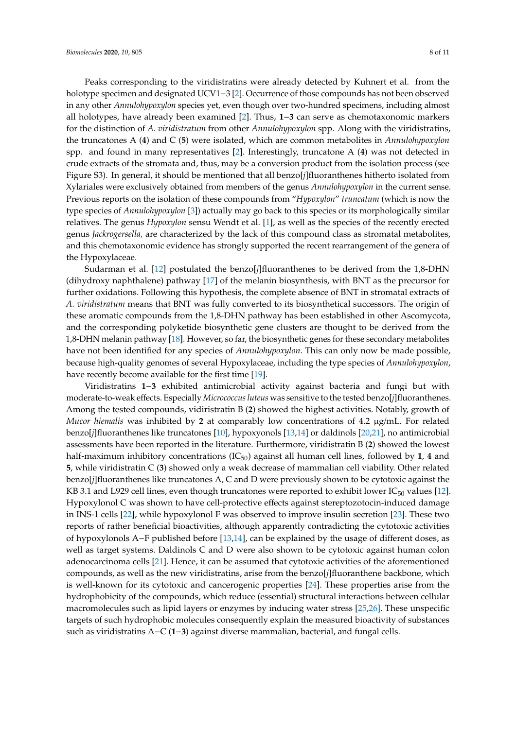Peaks corresponding to the viridistratins were already detected by Kuhnert et al. from the holotype specimen and designated UCV1−3 [2]. Occurrence of those compounds has not been observed in any other *Annulohypoxylon* species yet, even though over two-hundred specimens, including almost all holotypes, have already been examined [2]. Thus, **1**−**3** can serve as chemotaxonomic markers for the distinction of *A. viridistratum* from other *Annulohypoxylon* spp. Along with the viridistratins, the truncatones A (**4**) and C (**5**) were isolated, which are common metabolites in *Annulohypoxylon* spp. and found in many representatives [2]. Interestingly, truncatone A (**4**) was not detected in crude extracts of the stromata and, thus, may be a conversion product from the isolation process (see Figure S3). In general, it should be mentioned that all benzo[*j*]fluoranthenes hitherto isolated from Xylariales were exclusively obtained from members of the genus *Annulohypoxylon* in the current sense. Previous reports on the isolation of these compounds from "*Hypoxylon*" *truncatum* (which is now the type species of *Annulohypoxylon* [3]) actually may go back to this species or its morphologically similar relatives. The genus *Hypoxylon* sensu Wendt et al. [1], as well as the species of the recently erected genus *Jackrogersella,* are characterized by the lack of this compound class as stromatal metabolites, and this chemotaxonomic evidence has strongly supported the recent rearrangement of the genera of the Hypoxylaceae.

Sudarman et al. [12] postulated the benzo[*j*]fluoranthenes to be derived from the 1,8-DHN (dihydroxy naphthalene) pathway [17] of the melanin biosynthesis, with BNT as the precursor for further oxidations. Following this hypothesis, the complete absence of BNT in stromatal extracts of *A. viridistratum* means that BNT was fully converted to its biosynthetical successors. The origin of these aromatic compounds from the 1,8-DHN pathway has been established in other Ascomycota, and the corresponding polyketide biosynthetic gene clusters are thought to be derived from the 1,8-DHN melanin pathway [18]. However, so far, the biosynthetic genes for these secondary metabolites have not been identified for any species of *Annulohypoxylon*. This can only now be made possible, because high-quality genomes of several Hypoxylaceae, including the type species of *Annulohypoxylon*, have recently become available for the first time [19].

Viridistratins **1**−**3** exhibited antimicrobial activity against bacteria and fungi but with moderate-to-weak effects. Especially *Micrococcus luteus* was sensitive to the tested benzo[*j*]fluoranthenes. Among the tested compounds, vidiristratin B (**2**) showed the highest activities. Notably, growth of *Mucor hiemalis* was inhibited by **2** at comparably low concentrations of 4.2 μg/mL. For related benzo[*j*]fluoranthenes like truncatones [10], hypoxyonols [13,14] or daldinols [20,21], no antimicrobial assessments have been reported in the literature. Furthermore, viridistratin B (**2**) showed the lowest half-maximum inhibitory concentrations ($IC_{50}$) against all human cell lines, followed by **1**, **4** and **5**, while viridistratin C (**3**) showed only a weak decrease of mammalian cell viability. Other related benzo[*j*]fluoranthenes like truncatones A, C and D were previously shown to be cytotoxic against the KB 3.1 and L929 cell lines, even though truncatones were reported to exhibit lower $IC_{50}$ values [12]. Hypoxylonol C was shown to have cell-protective effects against stereptozotocin-induced damage in INS-1 cells [22], while hypoxylonol F was observed to improve insulin secretion [23]. These two reports of rather beneficial bioactivities, although apparently contradicting the cytotoxic activities of hypoxylonols A−F published before [13,14], can be explained by the usage of different doses, as well as target systems. Daldinols C and D were also shown to be cytotoxic against human colon adenocarcinoma cells [21]. Hence, it can be assumed that cytotoxic activities of the aforementioned compounds, as well as the new viridistratins, arise from the benzo[*j*]fluoranthene backbone, which is well-known for its cytotoxic and cancerogenic properties [24]. These properties arise from the hydrophobicity of the compounds, which reduce (essential) structural interactions between cellular macromolecules such as lipid layers or enzymes by inducing water stress [25,26]. These unspecific targets of such hydrophobic molecules consequently explain the measured bioactivity of substances such as viridistratins A−C (**1**−**3**) against diverse mammalian, bacterial, and fungal cells.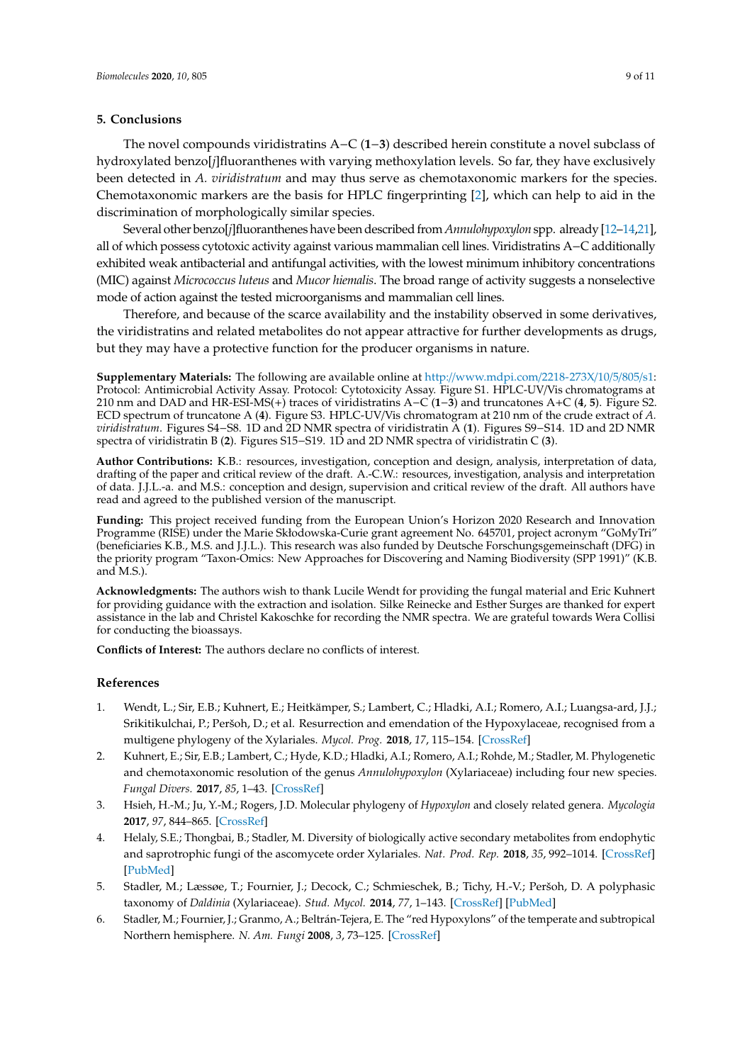## 5. Conclusions

The novel compounds viridistratins A−C (**1**−**3**) described herein constitute a novel subclass of hydroxylated benzo[*j*]fluoranthenes with varying methoxylation levels. So far, they have exclusively been detected in *A. viridistratum* and may thus serve as chemotaxonomic markers for the species. Chemotaxonomic markers are the basis for HPLC fingerprinting [2], which can help to aid in the discrimination of morphologically similar species.

Several other benzo[*j*]fluoranthenes have been described from *Annulohypoxylon* spp. already [12–14,21], all of which possess cytotoxic activity against various mammalian cell lines. Viridistratins A−C additionally exhibited weak antibacterial and antifungal activities, with the lowest minimum inhibitory concentrations (MIC) against *Micrococcus luteus* and *Mucor hiemalis*. The broad range of activity suggests a nonselective mode of action against the tested microorganisms and mammalian cell lines.

Therefore, and because of the scarce availability and the instability observed in some derivatives, the viridistratins and related metabolites do not appear attractive for further developments as drugs, but they may have a protective function for the producer organisms in nature.

**Supplementary Materials:** The following are available online at http://www.mdpi.com/2218-273X/10/5/805/s1: Protocol: Antimicrobial Activity Assay. Protocol: Cytotoxicity Assay. Figure S1. HPLC-UV/Vis chromatograms at 210 nm and DAD and HR-ESI-MS(+) traces of viridistratins A−C (**1**−**3**) and truncatones A+C (**4**, **5**). Figure S2. ECD spectrum of truncatone A (**4**). Figure S3. HPLC-UV/Vis chromatogram at 210 nm of the crude extract of *A. viridistratum*. Figures S4−S8. 1D and 2D NMR spectra of viridistratin A (**1**). Figures S9−S14. 1D and 2D NMR spectra of viridistratin B (**2**). Figures S15−S19. 1D and 2D NMR spectra of viridistratin C (**3**).

**Author Contributions:** K.B.: resources, investigation, conception and design, analysis, interpretation of data, drafting of the paper and critical review of the draft. A.-C.W.: resources, investigation, analysis and interpretation of data. J.J.L.-a. and M.S.: conception and design, supervision and critical review of the draft. All authors have read and agreed to the published version of the manuscript.

**Funding:** This project received funding from the European Union's Horizon 2020 Research and Innovation Programme (RISE) under the Marie Skłodowska-Curie grant agreement No. 645701, project acronym "GoMyTri" (beneficiaries K.B., M.S. and J.J.L.). This research was also funded by Deutsche Forschungsgemeinschaft (DFG) in the priority program "Taxon-Omics: New Approaches for Discovering and Naming Biodiversity (SPP 1991)" (K.B. and M.S.).

**Acknowledgments:** The authors wish to thank Lucile Wendt for providing the fungal material and Eric Kuhnert for providing guidance with the extraction and isolation. Silke Reinecke and Esther Surges are thanked for expert assistance in the lab and Christel Kakoschke for recording the NMR spectra. We are grateful towards Wera Collisi for conducting the bioassays.

**Conflicts of Interest:** The authors declare no conflicts of interest.

## References

1. Wendt, L.; Sir, E.B.; Kuhnert, E.; Heitkämper, S.; Lambert, C.; Hladki, A.I.; Romero, A.I.; Luangsa-ard, J.J.; Srikitikulchai, P.; Peršoh, D.; et al. Resurrection and emendation of the Hypoxylaceae, recognised from a multigene phylogeny of the Xylariales. *Mycol. Prog.* **2018**, *17*, 115–154. [CrossRef]
2. Kuhnert, E.; Sir, E.B.; Lambert, C.; Hyde, K.D.; Hladki, A.I.; Romero, A.I.; Rohde, M.; Stadler, M. Phylogenetic and chemotaxonomic resolution of the genus *Annulohypoxylon* (Xylariaceae) including four new species. *Fungal Divers.* **2017**, *85*, 1–43. [CrossRef]
3. Hsieh, H.-M.; Ju, Y.-M.; Rogers, J.D. Molecular phylogeny of *Hypoxylon* and closely related genera. *Mycologia* **2017**, *97*, 844–865. [CrossRef]
4. Helaly, S.E.; Thongbai, B.; Stadler, M. Diversity of biologically active secondary metabolites from endophytic and saprotrophic fungi of the ascomycete order Xylariales. *Nat. Prod. Rep.* **2018**, *35*, 992–1014. [CrossRef] [PubMed]
5. Stadler, M.; Læssøe, T.; Fournier, J.; Decock, C.; Schmieschek, B.; Tichy, H.-V.; Peršoh, D. A polyphasic taxonomy of *Daldinia* (Xylariaceae). *Stud. Mycol.* **2014**, *77*, 1–143. [CrossRef] [PubMed]
6. Stadler, M.; Fournier, J.; Granmo, A.; Beltrán-Tejera, E. The "red Hypoxylons" of the temperate and subtropical Northern hemisphere. *N. Am. Fungi* **2008**, *3*, 73–125. [CrossRef]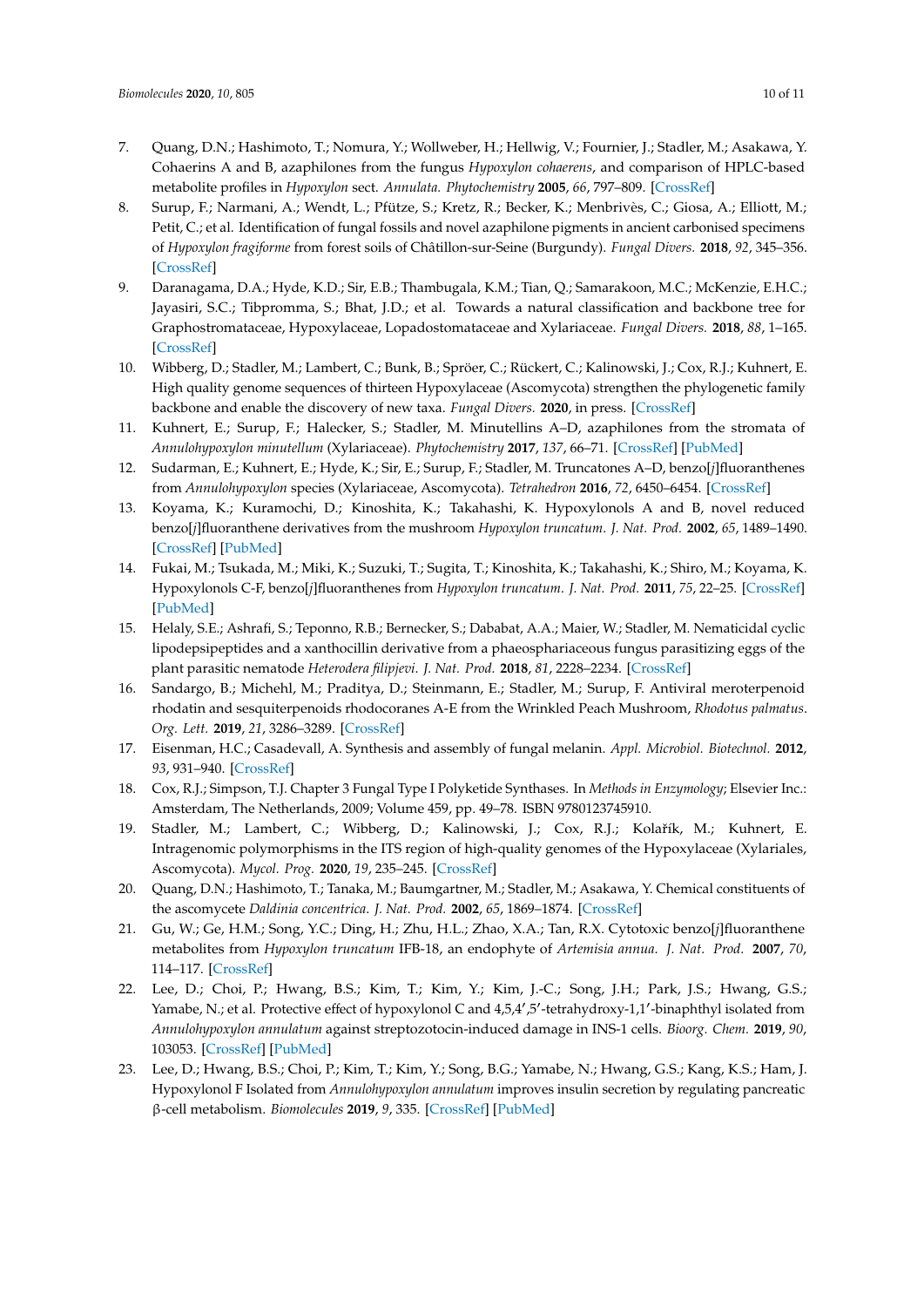7. Quang, D.N.; Hashimoto, T.; Nomura, Y.; Wollweber, H.; Hellwig, V.; Fournier, J.; Stadler, M.; Asakawa, Y. Cohaerins A and B, azaphilones from the fungus *Hypoxylon cohaerens*, and comparison of HPLC-based metabolite profiles in *Hypoxylon* sect. *Annulata*. *Phytochemistry* **2005**, *66*, 797–809. [CrossRef]
8. Surup, F.; Narmani, A.; Wendt, L.; Pfütze, S.; Kretz, R.; Becker, K.; Menbrivès, C.; Giosa, A.; Elliott, M.; Petit, C.; et al. Identification of fungal fossils and novel azaphilone pigments in ancient carbonised specimens of *Hypoxylon fragiforme* from forest soils of Châtillon-sur-Seine (Burgundy). *Fungal Divers.* **2018**, *92*, 345–356. [CrossRef]
9. Daranagama, D.A.; Hyde, K.D.; Sir, E.B.; Thambugala, K.M.; Tian, Q.; Samarakoon, M.C.; McKenzie, E.H.C.; Jayasiri, S.C.; Tibpromma, S.; Bhat, J.D.; et al. Towards a natural classification and backbone tree for Graphostromataceae, Hypoxylaceae, Lopadostomataceae and Xylariaceae. *Fungal Divers.* **2018**, *88*, 1–165. [CrossRef]
10. Wibberg, D.; Stadler, M.; Lambert, C.; Bunk, B.; Spröer, C.; Rückert, C.; Kalinowski, J.; Cox, R.J.; Kuhnert, E. High quality genome sequences of thirteen Hypoxylaceae (Ascomycota) strengthen the phylogenetic family backbone and enable the discovery of new taxa. *Fungal Divers.* **2020**, in press. [CrossRef]
11. Kuhnert, E.; Surup, F.; Halecker, S.; Stadler, M. Minutellins A–D, azaphilones from the stromata of *Annulohypoxylon minutellum* (Xylariaceae). *Phytochemistry* **2017**, *137*, 66–71. [CrossRef] [PubMed]
12. Sudarman, E.; Kuhnert, E.; Hyde, K.; Sir, E.; Surup, F.; Stadler, M. Truncatones A–D, benzo[*j*]fluoranthenes from *Annulohypoxylon* species (Xylariaceae, Ascomycota). *Tetrahedron* **2016**, *72*, 6450–6454. [CrossRef]
13. Koyama, K.; Kuramochi, D.; Kinoshita, K.; Takahashi, K. Hypoxylonols A and B, novel reduced benzo[*j*]fluoranthene derivatives from the mushroom *Hypoxylon truncatum*. *J. Nat. Prod.* **2002**, *65*, 1489–1490. [CrossRef] [PubMed]
14. Fukai, M.; Tsukada, M.; Miki, K.; Suzuki, T.; Sugita, T.; Kinoshita, K.; Takahashi, K.; Shiro, M.; Koyama, K. Hypoxylonols C-F, benzo[*j*]fluoranthenes from *Hypoxylon truncatum*. *J. Nat. Prod.* **2011**, *75*, 22–25. [CrossRef] [PubMed]
15. Helaly, S.E.; Ashrafi, S.; Teponno, R.B.; Bernecker, S.; Dababat, A.A.; Maier, W.; Stadler, M. Nematicidal cyclic lipodepsipeptides and a xanthocillin derivative from a phaeosphariaceous fungus parasitizing eggs of the plant parasitic nematode *Heterodera filipjevi*. *J. Nat. Prod.* **2018**, *81*, 2228–2234. [CrossRef]
16. Sandargo, B.; Michehl, M.; Praditya, D.; Steinmann, E.; Stadler, M.; Surup, F. Antiviral meroterpenoid rhodatin and sesquiterpenoids rhodocoranes A-E from the Wrinkled Peach Mushroom, *Rhodotus palmatus*. *Org. Lett.* **2019**, *21*, 3286–3289. [CrossRef]
17. Eisenman, H.C.; Casadevall, A. Synthesis and assembly of fungal melanin. *Appl. Microbiol. Biotechnol.* **2012**, *93*, 931–940. [CrossRef]
18. Cox, R.J.; Simpson, T.J. Chapter 3 Fungal Type I Polyketide Synthases. In *Methods in Enzymology*; Elsevier Inc.: Amsterdam, The Netherlands, 2009; Volume 459, pp. 49–78. ISBN 9780123745910.
19. Stadler, M.; Lambert, C.; Wibberg, D.; Kalinowski, J.; Cox, R.J.; Kolařík, M.; Kuhnert, E. Intragenomic polymorphisms in the ITS region of high-quality genomes of the Hypoxylaceae (Xylariales, Ascomycota). *Mycol. Prog.* **2020**, *19*, 235–245. [CrossRef]
20. Quang, D.N.; Hashimoto, T.; Tanaka, M.; Baumgartner, M.; Stadler, M.; Asakawa, Y. Chemical constituents of the ascomycete *Daldinia concentrica*. *J. Nat. Prod.* **2002**, *65*, 1869–1874. [CrossRef]
21. Gu, W.; Ge, H.M.; Song, Y.C.; Ding, H.; Zhu, H.L.; Zhao, X.A.; Tan, R.X. Cytotoxic benzo[*j*]fluoranthene metabolites from *Hypoxylon truncatum* IFB-18, an endophyte of *Artemisia annua*. *J. Nat. Prod.* **2007**, *70*, 114–117. [CrossRef]
22. Lee, D.; Choi, P.; Hwang, B.S.; Kim, T.; Kim, Y.; Kim, J.-C.; Song, J.H.; Park, J.S.; Hwang, G.S.; Yamabe, N.; et al. Protective effect of hypoxylonol C and 4,5,4′,5′-tetrahydroxy-1,1′-binaphthyl isolated from *Annulohypoxylon annulatum* against streptozotocin-induced damage in INS-1 cells. *Bioorg. Chem.* **2019**, *90*, 103053. [CrossRef] [PubMed]
23. Lee, D.; Hwang, B.S.; Choi, P.; Kim, T.; Kim, Y.; Song, B.G.; Yamabe, N.; Hwang, G.S.; Kang, K.S.; Ham, J. Hypoxylonol F Isolated from *Annulohypoxylon annulatum* improves insulin secretion by regulating pancreatic β-cell metabolism. *Biomolecules* **2019**, *9*, 335. [CrossRef] [PubMed]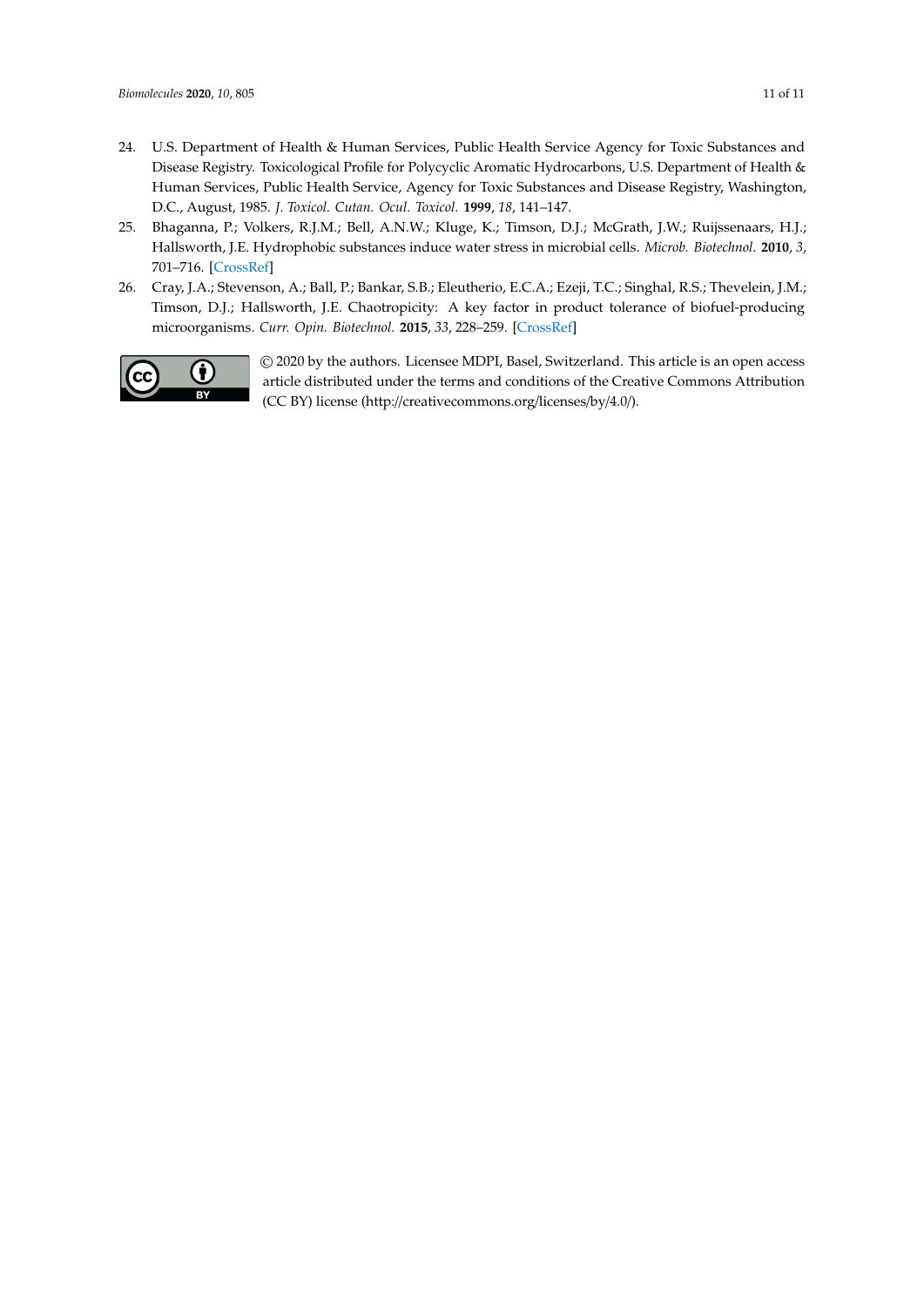24. U.S. Department of Health & Human Services, Public Health Service Agency for Toxic Substances and Disease Registry. Toxicological Profile for Polycyclic Aromatic Hydrocarbons, U.S. Department of Health & Human Services, Public Health Service, Agency for Toxic Substances and Disease Registry, Washington, D.C., August, 1985. *J. Toxicol. Cutan. Ocul. Toxicol.* **1999**, *18*, 141–147.
25. Bhaganna, P.; Volkers, R.J.M.; Bell, A.N.W.; Kluge, K.; Timson, D.J.; McGrath, J.W.; Ruijssenaars, H.J.; Hallsworth, J.E. Hydrophobic substances induce water stress in microbial cells. *Microb. Biotechnol.* **2010**, *3*, 701–716. [CrossRef]
26. Cray, J.A.; Stevenson, A.; Ball, P.; Bankar, S.B.; Eleutherio, E.C.A.; Ezeji, T.C.; Singhal, R.S.; Thevelein, J.M.; Timson, D.J.; Hallsworth, J.E. Chaotropicity: A key factor in product tolerance of biofuel-producing microorganisms. *Curr. Opin. Biotechnol.* **2015**, *33*, 228–259. [CrossRef]

© 2020 by the authors. Licensee MDPI, Basel, Switzerland. This article is an open access article distributed under the terms and conditions of the Creative Commons Attribution (CC BY) license (http://creativecommons.org/licenses/by/4.0/).